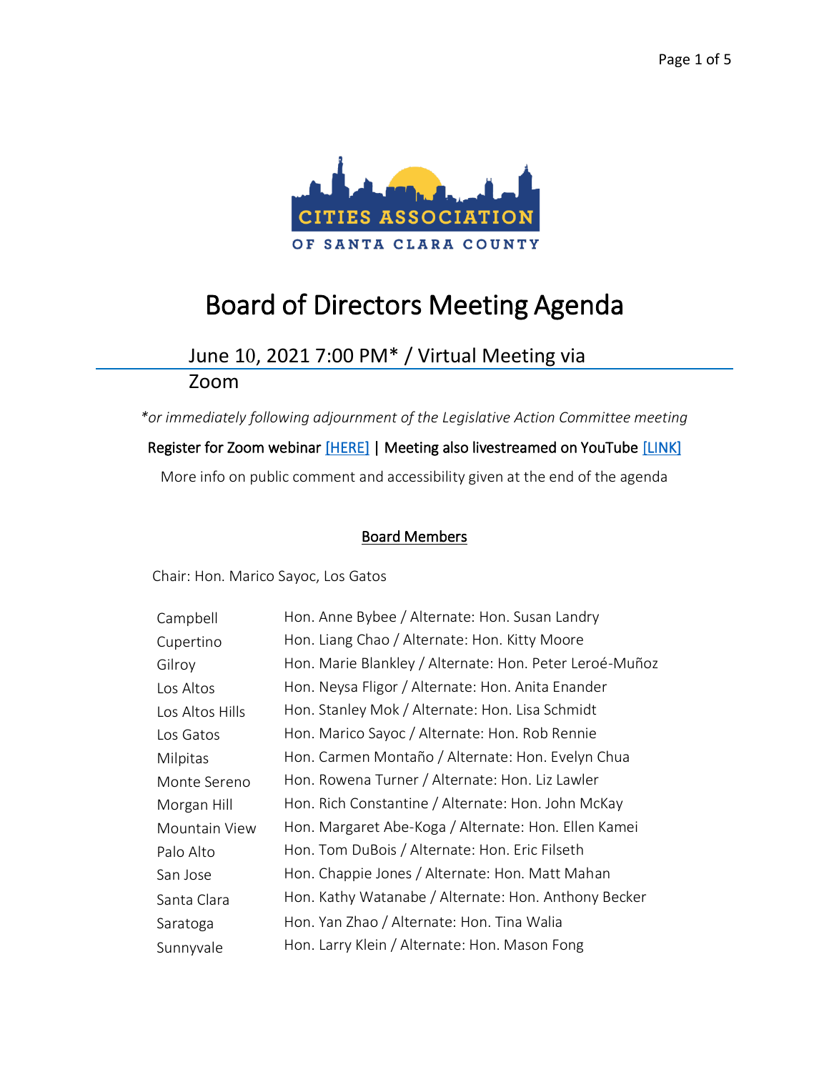CITIES ASSOCIATION OF SANTA CLARA COUNTY

# Board of Directors Meeting Agenda

## June 10, 2021 7:00 PM* / Virtual Meeting via Zoom

*\*or immediately following adjournment of the Legislative Action Committee meeting*

Register for Zoom webinar [HERE] | Meeting also livestreamed on YouTube [LINK]

More info on public comment and accessibility given at the end of the agenda

### Board Members

Chair: Hon. Marico Sayoc, Los Gatos

| | |
|---|---|
| Campbell | Hon. Anne Bybee / Alternate: Hon. Susan Landry |
| Cupertino | Hon. Liang Chao / Alternate: Hon. Kitty Moore |
| Gilroy | Hon. Marie Blankley / Alternate: Hon. Peter Leroé-Muñoz |
| Los Altos | Hon. Neysa Fligor / Alternate: Hon. Anita Enander |
| Los Altos Hills | Hon. Stanley Mok / Alternate: Hon. Lisa Schmidt |
| Los Gatos | Hon. Marico Sayoc / Alternate: Hon. Rob Rennie |
| Milpitas | Hon. Carmen Montaño / Alternate: Hon. Evelyn Chua |
| Monte Sereno | Hon. Rowena Turner / Alternate: Hon. Liz Lawler |
| Morgan Hill | Hon. Rich Constantine / Alternate: Hon. John McKay |
| Mountain View | Hon. Margaret Abe-Koga / Alternate: Hon. Ellen Kamei |
| Palo Alto | Hon. Tom DuBois / Alternate: Hon. Eric Filseth |
| San Jose | Hon. Chappie Jones / Alternate: Hon. Matt Mahan |
| Santa Clara | Hon. Kathy Watanabe / Alternate: Hon. Anthony Becker |
| Saratoga | Hon. Yan Zhao / Alternate: Hon. Tina Walia |
| Sunnyvale | Hon. Larry Klein / Alternate: Hon. Mason Fong |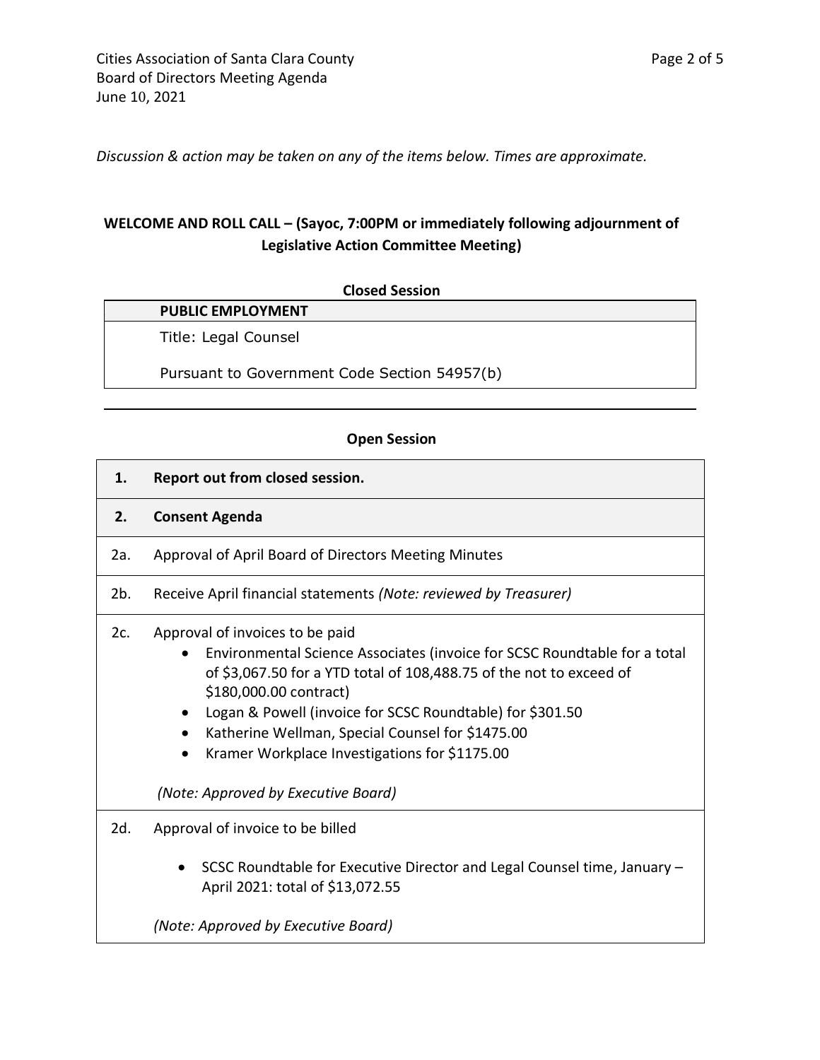*Discussion & action may be taken on any of the items below. Times are approximate.*

**WELCOME AND ROLL CALL – (Sayoc, 7:00PM or immediately following adjournment of Legislative Action Committee Meeting)**

**Closed Session**

| **PUBLIC EMPLOYMENT** |
|---|
| Title: Legal Counsel<br><br>Pursuant to Government Code Section 54957(b) |

---

**Open Session**

| | |
|---|---|
| **1.** | **Report out from closed session.** |
| **2.** | **Consent Agenda** |
| 2a. | Approval of April Board of Directors Meeting Minutes |
| 2b. | Receive April financial statements *(Note: reviewed by Treasurer)* |
| 2c. | Approval of invoices to be paid<br>• Environmental Science Associates (invoice for SCSC Roundtable for a total of $3,067.50 for a YTD total of 108,488.75 of the not to exceed of $180,000.00 contract)<br>• Logan & Powell (invoice for SCSC Roundtable) for $301.50<br>• Katherine Wellman, Special Counsel for $1475.00<br>• Kramer Workplace Investigations for $1175.00<br><br>*(Note: Approved by Executive Board)* |
| 2d. | Approval of invoice to be billed<br>• SCSC Roundtable for Executive Director and Legal Counsel time, January – April 2021: total of $13,072.55<br><br>*(Note: Approved by Executive Board)* |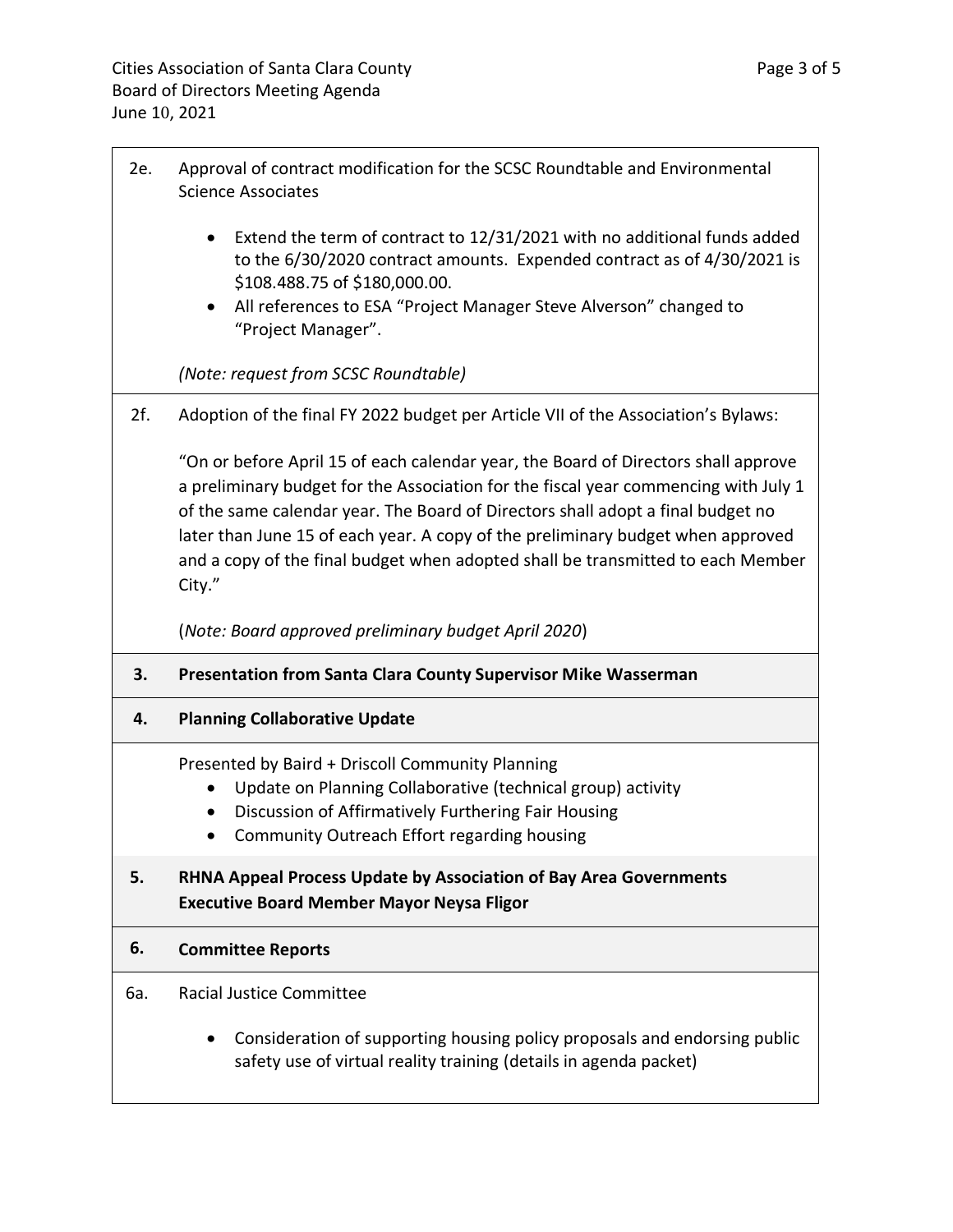2e. Approval of contract modification for the SCSC Roundtable and Environmental Science Associates

- Extend the term of contract to 12/31/2021 with no additional funds added to the 6/30/2020 contract amounts. Expended contract as of 4/30/2021 is $108.488.75 of $180,000.00.
- All references to ESA "Project Manager Steve Alverson" changed to "Project Manager".

*(Note: request from SCSC Roundtable)*

2f. Adoption of the final FY 2022 budget per Article VII of the Association's Bylaws:

"On or before April 15 of each calendar year, the Board of Directors shall approve a preliminary budget for the Association for the fiscal year commencing with July 1 of the same calendar year. The Board of Directors shall adopt a final budget no later than June 15 of each year. A copy of the preliminary budget when approved and a copy of the final budget when adopted shall be transmitted to each Member City."

(*Note: Board approved preliminary budget April 2020*)

**3. Presentation from Santa Clara County Supervisor Mike Wasserman**

**4. Planning Collaborative Update**

Presented by Baird + Driscoll Community Planning

- Update on Planning Collaborative (technical group) activity
- Discussion of Affirmatively Furthering Fair Housing
- Community Outreach Effort regarding housing

**5. RHNA Appeal Process Update by Association of Bay Area Governments Executive Board Member Mayor Neysa Fligor**

**6. Committee Reports**

6a. Racial Justice Committee

- Consideration of supporting housing policy proposals and endorsing public safety use of virtual reality training (details in agenda packet)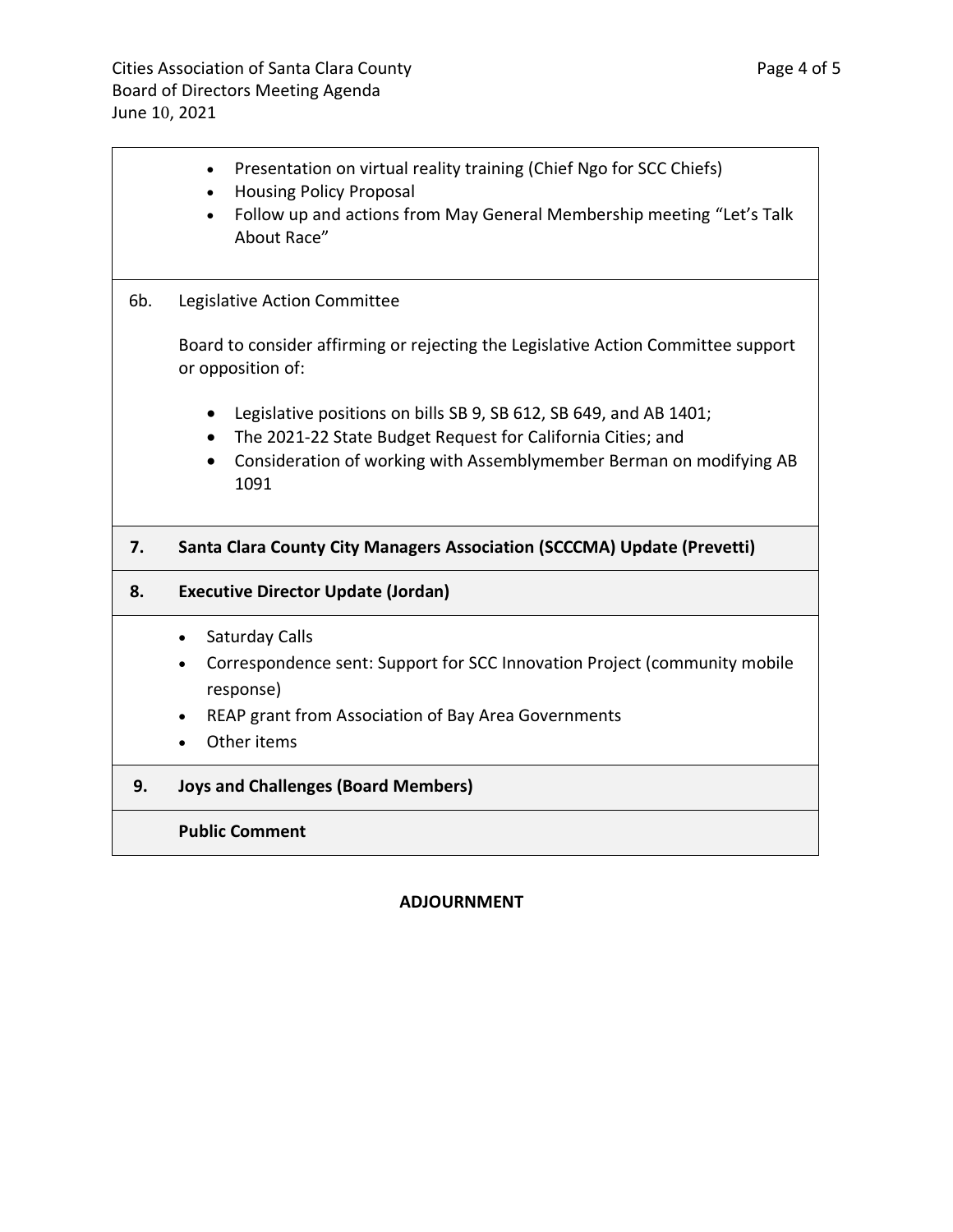- Presentation on virtual reality training (Chief Ngo for SCC Chiefs)
- Housing Policy Proposal
- Follow up and actions from May General Membership meeting “Let’s Talk About Race”

6b. Legislative Action Committee

Board to consider affirming or rejecting the Legislative Action Committee support or opposition of:

- Legislative positions on bills SB 9, SB 612, SB 649, and AB 1401;
- The 2021-22 State Budget Request for California Cities; and
- Consideration of working with Assemblymember Berman on modifying AB 1091

**7. Santa Clara County City Managers Association (SCCCMA) Update (Prevetti)**

**8. Executive Director Update (Jordan)**

- Saturday Calls
- Correspondence sent: Support for SCC Innovation Project (community mobile response)
- REAP grant from Association of Bay Area Governments
- Other items

**9. Joys and Challenges (Board Members)**

**Public Comment**

**ADJOURNMENT**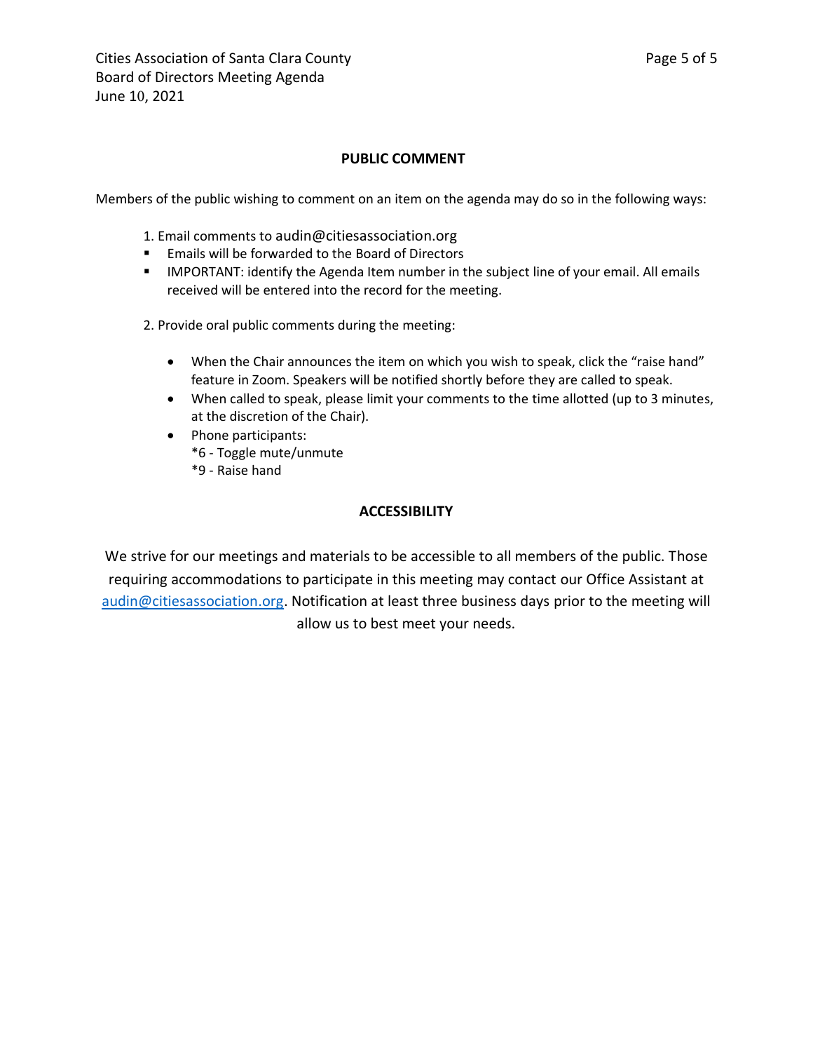## PUBLIC COMMENT

Members of the public wishing to comment on an item on the agenda may do so in the following ways:

1. Email comments to audin@citiesassociation.org
   - Emails will be forwarded to the Board of Directors
   - IMPORTANT: identify the Agenda Item number in the subject line of your email. All emails received will be entered into the record for the meeting.

2. Provide oral public comments during the meeting:
   - When the Chair announces the item on which you wish to speak, click the "raise hand" feature in Zoom. Speakers will be notified shortly before they are called to speak.
   - When called to speak, please limit your comments to the time allotted (up to 3 minutes, at the discretion of the Chair).
   - Phone participants:
     *6 - Toggle mute/unmute
     *9 - Raise hand

## ACCESSIBILITY

We strive for our meetings and materials to be accessible to all members of the public. Those requiring accommodations to participate in this meeting may contact our Office Assistant at audin@citiesassociation.org. Notification at least three business days prior to the meeting will allow us to best meet your needs.